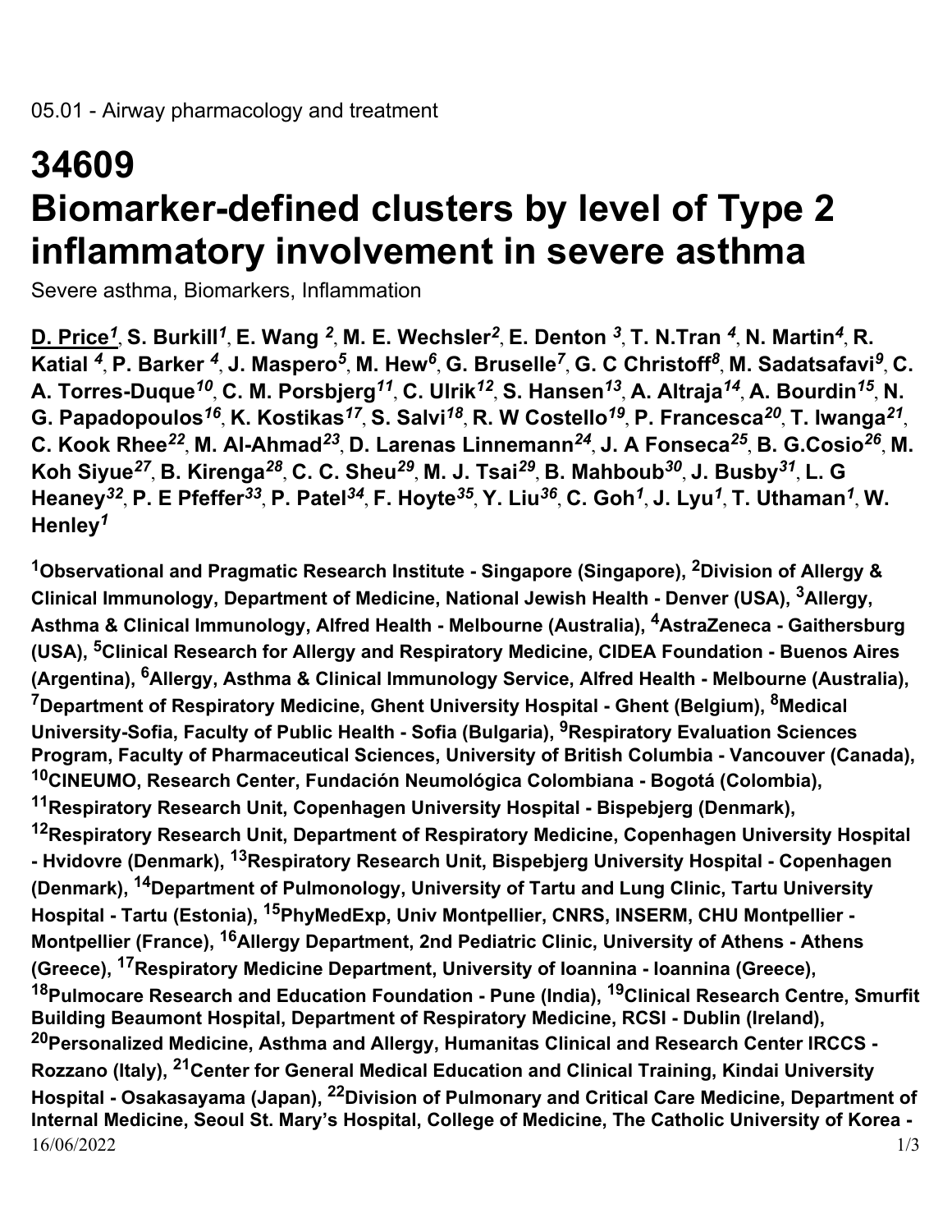05.01 - Airway pharmacology and treatment

# 34609
# Biomarker-defined clusters by level of Type 2 inflammatory involvement in severe asthma

Severe asthma, Biomarkers, Inflammation

**D. Price[1], S. Burkill[1], E. Wang [2], M. E. Wechsler[2], E. Denton [3], T. N.Tran [4], N. Martin[4], R. Katial [4], P. Barker [4], J. Maspero[5], M. Hew[6], G. Bruselle[7], G. C Christoff[8], M. Sadatsafavi[9], C. A. Torres-Duque[10], C. M. Porsbjerg[11], C. Ulrik[12], S. Hansen[13], A. Altraja[14], A. Bourdin[15], N. G. Papadopoulos[16], K. Kostikas[17], S. Salvi[18], R. W Costello[19], P. Francesca[20], T. Iwanga[21], C. Kook Rhee[22], M. Al-Ahmad[23], D. Larenas Linnemann[24], J. A Fonseca[25], B. G.Cosio[26], M. Koh Siyue[27], B. Kirenga[28], C. C. Sheu[29], M. J. Tsai[29], B. Mahboub[30], J. Busby[31], L. G Heaney[32], P. E Pfeffer[33], P. Patel[34], F. Hoyte[35], Y. Liu[36], C. Goh[1], J. Lyu[1], T. Uthaman[1], W. Henley[1]**

**[1]Observational and Pragmatic Research Institute - Singapore (Singapore), [2]Division of Allergy & Clinical Immunology, Department of Medicine, National Jewish Health - Denver (USA), [3]Allergy, Asthma & Clinical Immunology, Alfred Health - Melbourne (Australia), [4]AstraZeneca - Gaithersburg (USA), [5]Clinical Research for Allergy and Respiratory Medicine, CIDEA Foundation - Buenos Aires (Argentina), [6]Allergy, Asthma & Clinical Immunology Service, Alfred Health - Melbourne (Australia), [7]Department of Respiratory Medicine, Ghent University Hospital - Ghent (Belgium), [8]Medical University-Sofia, Faculty of Public Health - Sofia (Bulgaria), [9]Respiratory Evaluation Sciences Program, Faculty of Pharmaceutical Sciences, University of British Columbia - Vancouver (Canada), [10]CINEUMO, Research Center, Fundación Neumológica Colombiana - Bogotá (Colombia), [11]Respiratory Research Unit, Copenhagen University Hospital - Bispebjerg (Denmark), [12]Respiratory Research Unit, Department of Respiratory Medicine, Copenhagen University Hospital - Hvidovre (Denmark), [13]Respiratory Research Unit, Bispebjerg University Hospital - Copenhagen (Denmark), [14]Department of Pulmonology, University of Tartu and Lung Clinic, Tartu University Hospital - Tartu (Estonia), [15]PhyMedExp, Univ Montpellier, CNRS, INSERM, CHU Montpellier - Montpellier (France), [16]Allergy Department, 2nd Pediatric Clinic, University of Athens - Athens (Greece), [17]Respiratory Medicine Department, University of Ioannina - Ioannina (Greece), [18]Pulmocare Research and Education Foundation - Pune (India), [19]Clinical Research Centre, Smurfit Building Beaumont Hospital, Department of Respiratory Medicine, RCSI - Dublin (Ireland), [20]Personalized Medicine, Asthma and Allergy, Humanitas Clinical and Research Center IRCCS - Rozzano (Italy), [21]Center for General Medical Education and Clinical Training, Kindai University Hospital - Osakasayama (Japan), [22]Division of Pulmonary and Critical Care Medicine, Department of Internal Medicine, Seoul St. Mary's Hospital, College of Medicine, The Catholic University of Korea -**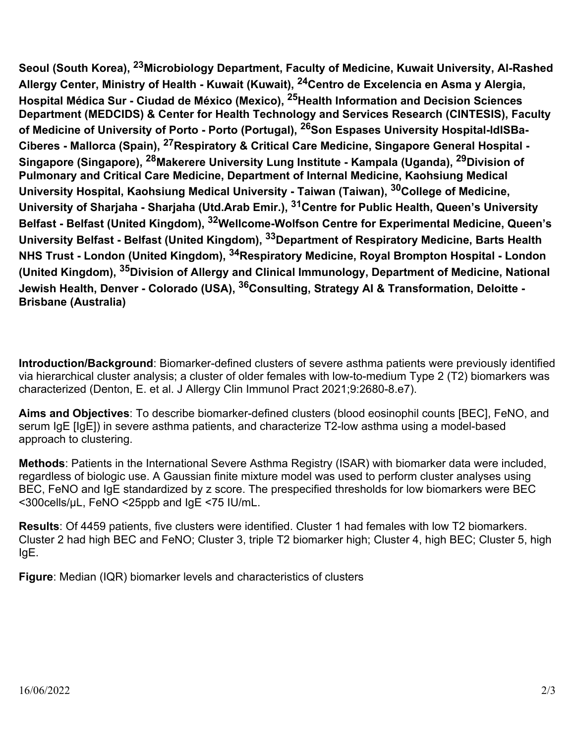**Seoul (South Korea), [23]Microbiology Department, Faculty of Medicine, Kuwait University, Al-Rashed Allergy Center, Ministry of Health - Kuwait (Kuwait), [24]Centro de Excelencia en Asma y Alergia, Hospital Médica Sur - Ciudad de México (Mexico), [25]Health Information and Decision Sciences Department (MEDCIDS) & Center for Health Technology and Services Research (CINTESIS), Faculty of Medicine of University of Porto - Porto (Portugal), [26]Son Espases University Hospital-IdISBa-Ciberes - Mallorca (Spain), [27]Respiratory & Critical Care Medicine, Singapore General Hospital - Singapore (Singapore), [28]Makerere University Lung Institute - Kampala (Uganda), [29]Division of Pulmonary and Critical Care Medicine, Department of Internal Medicine, Kaohsiung Medical University Hospital, Kaohsiung Medical University - Taiwan (Taiwan), [30]College of Medicine, University of Sharjaha - Sharjaha (Utd.Arab Emir.), [31]Centre for Public Health, Queen's University Belfast - Belfast (United Kingdom), [32]Wellcome-Wolfson Centre for Experimental Medicine, Queen's University Belfast - Belfast (United Kingdom), [33]Department of Respiratory Medicine, Barts Health NHS Trust - London (United Kingdom), [34]Respiratory Medicine, Royal Brompton Hospital - London (United Kingdom), [35]Division of Allergy and Clinical Immunology, Department of Medicine, National Jewish Health, Denver - Colorado (USA), [36]Consulting, Strategy AI & Transformation, Deloitte - Brisbane (Australia)**

**Introduction/Background**: Biomarker-defined clusters of severe asthma patients were previously identified via hierarchical cluster analysis; a cluster of older females with low-to-medium Type 2 (T2) biomarkers was characterized (Denton, E. et al. J Allergy Clin Immunol Pract 2021;9:2680-8.e7).

**Aims and Objectives**: To describe biomarker-defined clusters (blood eosinophil counts [BEC], FeNO, and serum IgE [IgE]) in severe asthma patients, and characterize T2-low asthma using a model-based approach to clustering.

**Methods**: Patients in the International Severe Asthma Registry (ISAR) with biomarker data were included, regardless of biologic use. A Gaussian finite mixture model was used to perform cluster analyses using BEC, FeNO and IgE standardized by z score. The prespecified thresholds for low biomarkers were BEC <300cells/µL, FeNO <25ppb and IgE <75 IU/mL.

**Results**: Of 4459 patients, five clusters were identified. Cluster 1 had females with low T2 biomarkers. Cluster 2 had high BEC and FeNO; Cluster 3, triple T2 biomarker high; Cluster 4, high BEC; Cluster 5, high IgE.

**Figure**: Median (IQR) biomarker levels and characteristics of clusters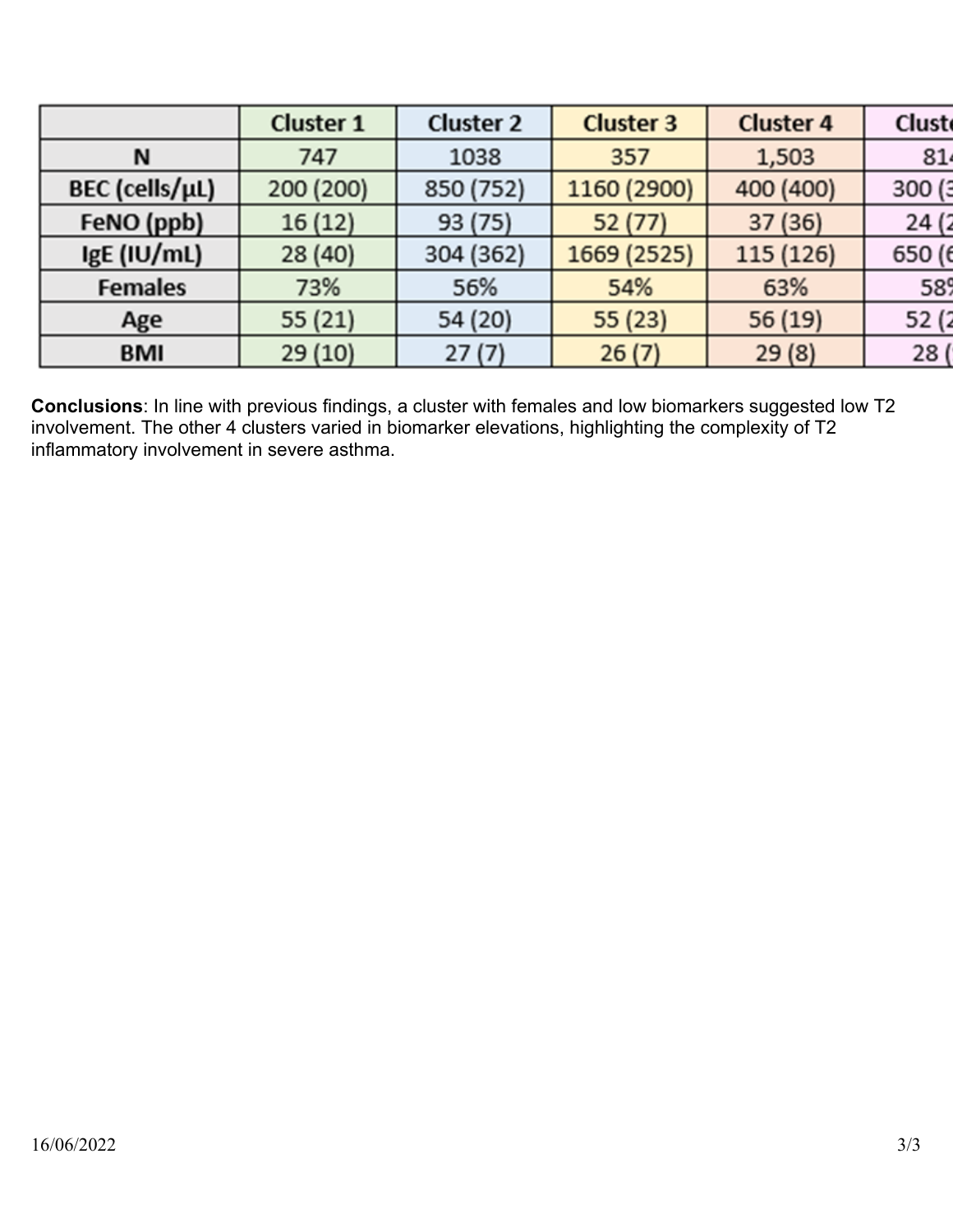| | Cluster 1 | Cluster 2 | Cluster 3 | Cluster 4 | Clust |
|---|---|---|---|---|---|
| N | 747 | 1038 | 357 | 1,503 | 81 |
| BEC (cells/μL) | 200 (200) | 850 (752) | 1160 (2900) | 400 (400) | 300 (3 |
| FeNO (ppb) | 16 (12) | 93 (75) | 52 (77) | 37 (36) | 24 (2 |
| IgE (IU/mL) | 28 (40) | 304 (362) | 1669 (2525) | 115 (126) | 650 (6 |
| Females | 73% | 56% | 54% | 63% | 58 |
| Age | 55 (21) | 54 (20) | 55 (23) | 56 (19) | 52 (2 |
| BMI | 29 (10) | 27 (7) | 26 (7) | 29 (8) | 28 ( |

**Conclusions**: In line with previous findings, a cluster with females and low biomarkers suggested low T2 involvement. The other 4 clusters varied in biomarker elevations, highlighting the complexity of T2 inflammatory involvement in severe asthma.

16/06/2022